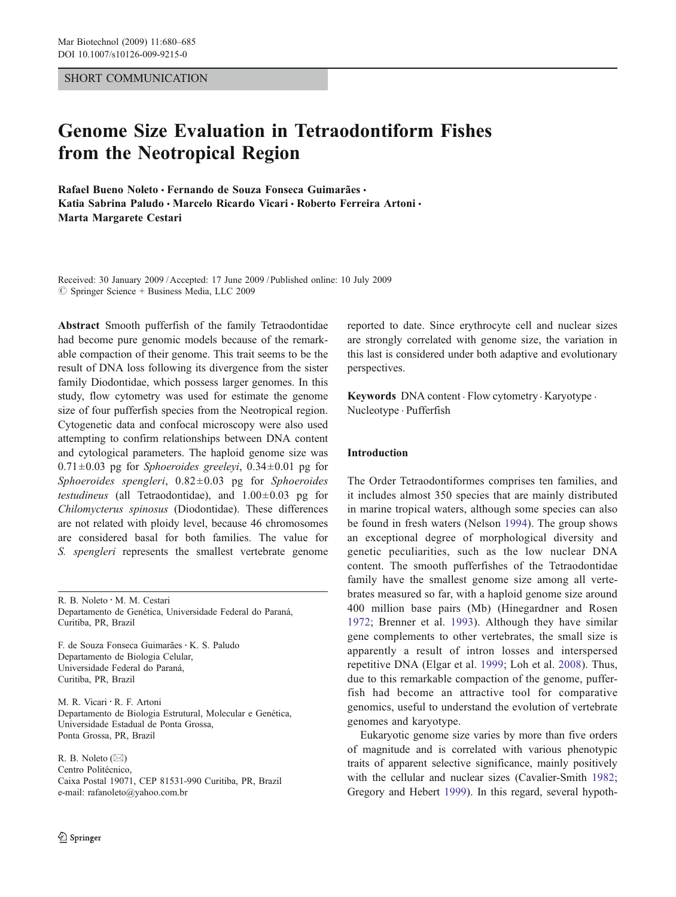SHORT COMMUNICATION

# Genome Size Evaluation in Tetraodontiform Fishes from the Neotropical Region

**Rafael Bueno Noleto · Fernando de Souza Fonseca Guimarães · Katia Sabrina Paludo · Marcelo Ricardo Vicari · Roberto Ferreira Artoni · Marta Margarete Cestari**

Received: 30 January 2009 / Accepted: 17 June 2009 / Published online: 10 July 2009
© Springer Science + Business Media, LLC 2009

**Abstract** Smooth pufferfish of the family Tetraodontidae had become pure genomic models because of the remarkable compaction of their genome. This trait seems to be the result of DNA loss following its divergence from the sister family Diodontidae, which possess larger genomes. In this study, flow cytometry was used for estimate the genome size of four pufferfish species from the Neotropical region. Cytogenetic data and confocal microscopy were also used attempting to confirm relationships between DNA content and cytological parameters. The haploid genome size was 0.71±0.03 pg for *Sphoeroides greeleyi*, 0.34±0.01 pg for *Sphoeroides spengleri*, 0.82±0.03 pg for *Sphoeroides testudineus* (all Tetraodontidae), and 1.00±0.03 pg for *Chilomycterus spinosus* (Diodontidae). These differences are not related with ploidy level, because 46 chromosomes are considered basal for both families. The value for *S. spengleri* represents the smallest vertebrate genome reported to date. Since erythrocyte cell and nuclear sizes are strongly correlated with genome size, the variation in this last is considered under both adaptive and evolutionary perspectives.

**Keywords** DNA content · Flow cytometry · Karyotype · Nucleotype · Pufferfish

R. B. Noleto · M. M. Cestari
Departamento de Genética, Universidade Federal do Paraná, Curitiba, PR, Brazil

F. de Souza Fonseca Guimarães · K. S. Paludo
Departamento de Biologia Celular, Universidade Federal do Paraná, Curitiba, PR, Brazil

M. R. Vicari · R. F. Artoni
Departamento de Biologia Estrutural, Molecular e Genética, Universidade Estadual de Ponta Grossa, Ponta Grossa, PR, Brazil

R. B. Noleto (✉)
Centro Politécnico,
Caixa Postal 19071, CEP 81531-990 Curitiba, PR, Brazil
e-mail: rafanoleto@yahoo.com.br

## Introduction

The Order Tetraodontiformes comprises ten families, and it includes almost 350 species that are mainly distributed in marine tropical waters, although some species can also be found in fresh waters (Nelson 1994). The group shows an exceptional degree of morphological diversity and genetic peculiarities, such as the low nuclear DNA content. The smooth pufferfishes of the Tetraodontidae family have the smallest genome size among all vertebrates measured so far, with a haploid genome size around 400 million base pairs (Mb) (Hinegardner and Rosen 1972; Brenner et al. 1993). Although they have similar gene complements to other vertebrates, the small size is apparently a result of intron losses and interspersed repetitive DNA (Elgar et al. 1999; Loh et al. 2008). Thus, due to this remarkable compaction of the genome, pufferfish had become an attractive tool for comparative genomics, useful to understand the evolution of vertebrate genomes and karyotype.

Eukaryotic genome size varies by more than five orders of magnitude and is correlated with various phenotypic traits of apparent selective significance, mainly positively with the cellular and nuclear sizes (Cavalier-Smith 1982; Gregory and Hebert 1999). In this regard, several hypoth-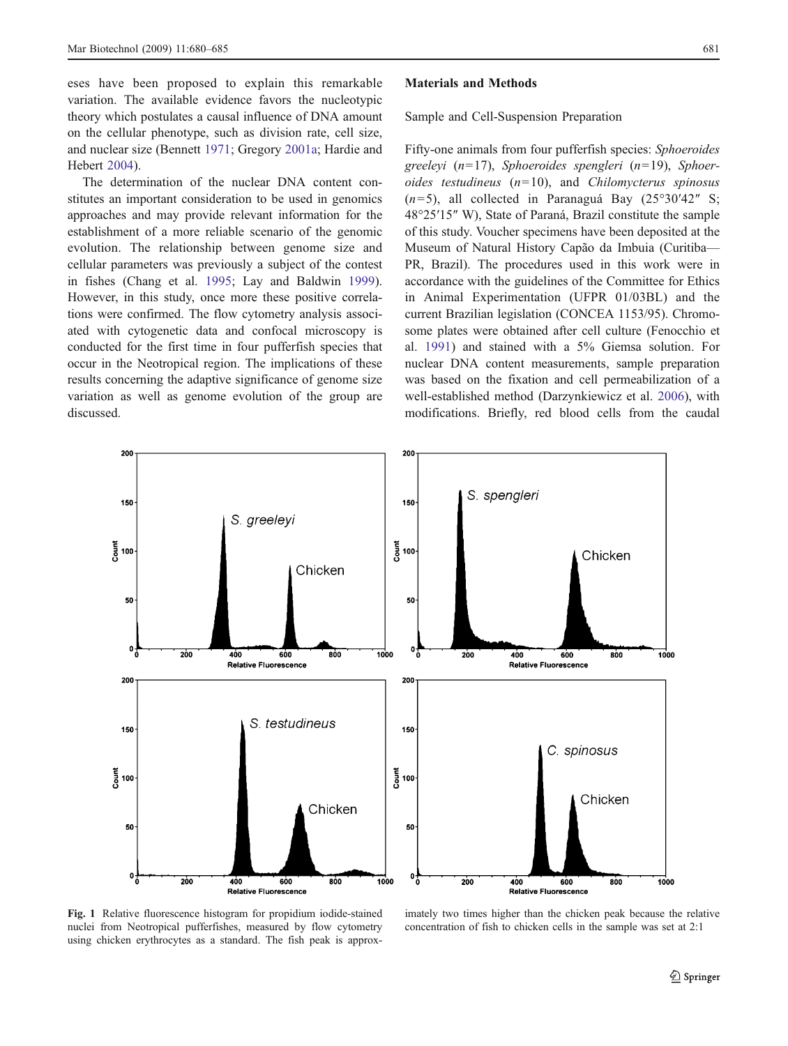eses have been proposed to explain this remarkable variation. The available evidence favors the nucleotypic theory which postulates a causal influence of DNA amount on the cellular phenotype, such as division rate, cell size, and nuclear size (Bennett 1971; Gregory 2001a; Hardie and Hebert 2004).

The determination of the nuclear DNA content constitutes an important consideration to be used in genomics approaches and may provide relevant information for the establishment of a more reliable scenario of the genomic evolution. The relationship between genome size and cellular parameters was previously a subject of the contest in fishes (Chang et al. 1995; Lay and Baldwin 1999). However, in this study, once more these positive correlations were confirmed. The flow cytometry analysis associated with cytogenetic data and confocal microscopy is conducted for the first time in four pufferfish species that occur in the Neotropical region. The implications of these results concerning the adaptive significance of genome size variation as well as genome evolution of the group are discussed.

## Materials and Methods

### Sample and Cell-Suspension Preparation

Fifty-one animals from four pufferfish species: *Sphoeroides greeleyi* ($n$=17), *Sphoeroides spengleri* ($n$=19), *Sphoeroides testudineus* ($n$=10), and *Chilomycterus spinosus* ($n$=5), all collected in Paranaguá Bay (25°30′42″ S; 48°25′15″ W), State of Paraná, Brazil constitute the sample of this study. Voucher specimens have been deposited at the Museum of Natural History Capão da Imbuia (Curitiba—PR, Brazil). The procedures used in this work were in accordance with the guidelines of the Committee for Ethics in Animal Experimentation (UFPR 01/03BL) and the current Brazilian legislation (CONCEA 1153/95). Chromosome plates were obtained after cell culture (Fenocchio et al. 1991) and stained with a 5% Giemsa solution. For nuclear DNA content measurements, sample preparation was based on the fixation and cell permeabilization of a well-established method (Darzynkiewicz et al. 2006), with modifications. Briefly, red blood cells from the caudal

**Fig. 1** Relative fluorescence histogram for propidium iodide-stained nuclei from Neotropical pufferfishes, measured by flow cytometry using chicken erythrocytes as a standard. The fish peak is approximately two times higher than the chicken peak because the relative concentration of fish to chicken cells in the sample was set at 2:1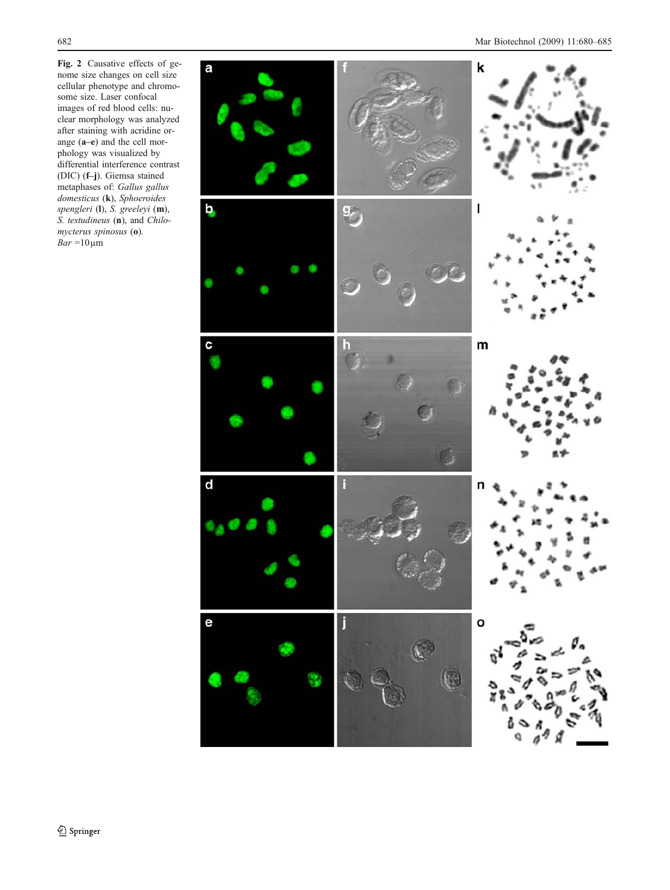**Fig. 2** Causative effects of genome size changes on cell size cellular phenotype and chromosome size. Laser confocal images of red blood cells: nuclear morphology was analyzed after staining with acridine orange (**a–e**) and the cell morphology was visualized by differential interference contrast (DIC) (**f–j**). Giemsa stained metaphases of: *Gallus gallus domesticus* (**k**), *Sphoeroides spengleri* (**l**), *S. greeleyi* (**m**), *S. testudineus* (**n**), and *Chilomycterus spinosus* (**o**). *Bar* =10 μm

a
f
k
b
g
l
c
h
m
d
i
n
e
j
o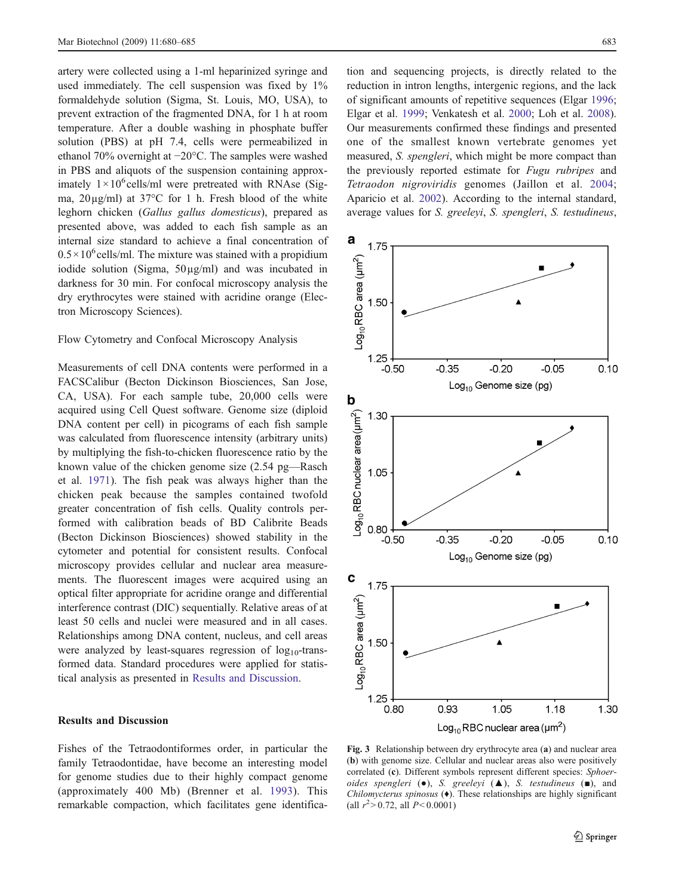artery were collected using a 1-ml heparinized syringe and used immediately. The cell suspension was fixed by 1% formaldehyde solution (Sigma, St. Louis, MO, USA), to prevent extraction of the fragmented DNA, for 1 h at room temperature. After a double washing in phosphate buffer solution (PBS) at pH 7.4, cells were permeabilized in ethanol 70% overnight at −20°C. The samples were washed in PBS and aliquots of the suspension containing approximately $1\times10^6$ cells/ml were pretreated with RNAse (Sigma, 20 µg/ml) at 37°C for 1 h. Fresh blood of the white leghorn chicken (*Gallus gallus domesticus*), prepared as presented above, was added to each fish sample as an internal size standard to achieve a final concentration of $0.5\times10^6$ cells/ml. The mixture was stained with a propidium iodide solution (Sigma, 50 µg/ml) and was incubated in darkness for 30 min. For confocal microscopy analysis the dry erythrocytes were stained with acridine orange (Electron Microscopy Sciences).

### Flow Cytometry and Confocal Microscopy Analysis

Measurements of cell DNA contents were performed in a FACSCalibur (Becton Dickinson Biosciences, San Jose, CA, USA). For each sample tube, 20,000 cells were acquired using Cell Quest software. Genome size (diploid DNA content per cell) in picograms of each fish sample was calculated from fluorescence intensity (arbitrary units) by multiplying the fish-to-chicken fluorescence ratio by the known value of the chicken genome size (2.54 pg—Rasch et al. 1971). The fish peak was always higher than the chicken peak because the samples contained twofold greater concentration of fish cells. Quality controls performed with calibration beads of BD Calibrite Beads (Becton Dickinson Biosciences) showed stability in the cytometer and potential for consistent results. Confocal microscopy provides cellular and nuclear area measurements. The fluorescent images were acquired using an optical filter appropriate for acridine orange and differential interference contrast (DIC) sequentially. Relative areas of at least 50 cells and nuclei were measured and in all cases. Relationships among DNA content, nucleus, and cell areas were analyzed by least-squares regression of $\log_{10}$-transformed data. Standard procedures were applied for statistical analysis as presented in Results and Discussion.

## Results and Discussion

Fishes of the Tetraodontiformes order, in particular the family Tetraodontidae, have become an interesting model for genome studies due to their highly compact genome (approximately 400 Mb) (Brenner et al. 1993). This remarkable compaction, which facilitates gene identification and sequencing projects, is directly related to the reduction in intron lengths, intergenic regions, and the lack of significant amounts of repetitive sequences (Elgar 1996; Elgar et al. 1999; Venkatesh et al. 2000; Loh et al. 2008). Our measurements confirmed these findings and presented one of the smallest known vertebrate genomes yet measured, *S. spengleri*, which might be more compact than the previously reported estimate for *Fugu rubripes* and *Tetraodon nigroviridis* genomes (Jaillon et al. 2004; Aparicio et al. 2002). According to the internal standard, average values for *S. greeleyi*, *S. spengleri*, *S. testudineus*,

a
1.75
1.50
1.25
-0.50 -0.35 -0.20 -0.05 0.10
$\text{Log}_{10}$ RBC area (µm$^2$)
$\text{Log}_{10}$ Genome size (pg)

b
1.30
1.05
0.80
-0.50 -0.35 -0.20 -0.05 0.10
$\text{Log}_{10}$ RBC nuclear area (µm$^2$)
$\text{Log}_{10}$ Genome size (pg)

c
1.75
1.50
1.25
0.80 0.93 1.05 1.18 1.30
$\text{Log}_{10}$ RBC area (µm$^2$)
$\text{Log}_{10}$ RBC nuclear area (µm$^2$)

**Fig. 3** Relationship between dry erythrocyte area (**a**) and nuclear area (**b**) with genome size. Cellular and nuclear areas also were positively correlated (**c**). Different symbols represent different species: *Sphoeroides spengleri* (●), *S. greeleyi* (▲), *S. testudineus* (■), and *Chilomycterus spinosus* (♦). These relationships are highly significant (all $r^2 > 0.72$, all $P < 0.0001$)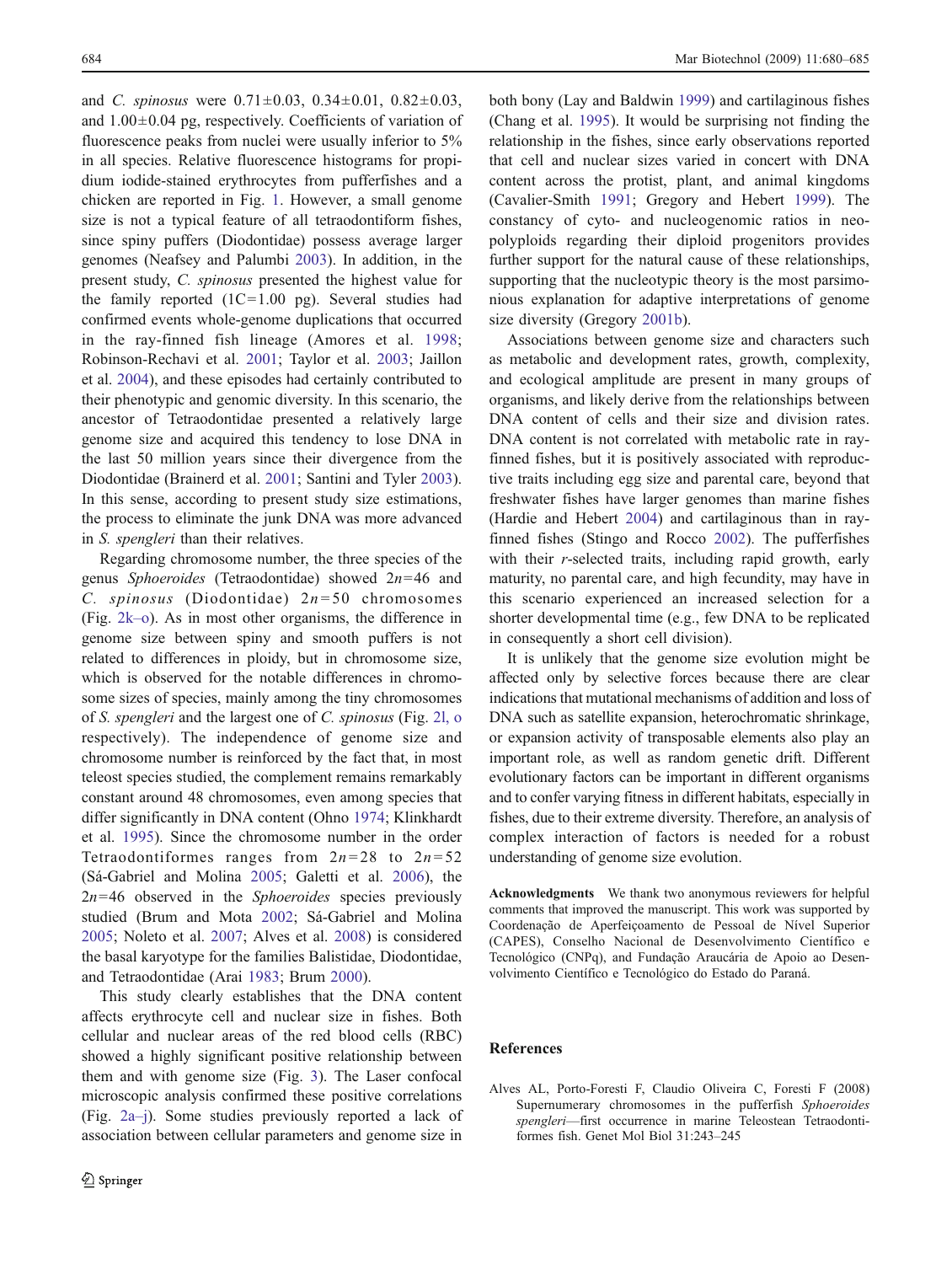and *C. spinosus* were 0.71±0.03, 0.34±0.01, 0.82±0.03, and 1.00±0.04 pg, respectively. Coefficients of variation of fluorescence peaks from nuclei were usually inferior to 5% in all species. Relative fluorescence histograms for propidium iodide-stained erythrocytes from pufferfishes and a chicken are reported in Fig. 1. However, a small genome size is not a typical feature of all tetraodontiform fishes, since spiny puffers (Diodontidae) possess average larger genomes (Neafsey and Palumbi 2003). In addition, in the present study, *C. spinosus* presented the highest value for the family reported (1C=1.00 pg). Several studies had confirmed events whole-genome duplications that occurred in the ray-finned fish lineage (Amores et al. 1998; Robinson-Rechavi et al. 2001; Taylor et al. 2003; Jaillon et al. 2004), and these episodes had certainly contributed to their phenotypic and genomic diversity. In this scenario, the ancestor of Tetraodontidae presented a relatively large genome size and acquired this tendency to lose DNA in the last 50 million years since their divergence from the Diodontidae (Brainerd et al. 2001; Santini and Tyler 2003). In this sense, according to present study size estimations, the process to eliminate the junk DNA was more advanced in *S. spengleri* than their relatives.

Regarding chromosome number, the three species of the genus *Sphoeroides* (Tetraodontidae) showed $2n=46$ and *C. spinosus* (Diodontidae) $2n=50$ chromosomes (Fig. 2k–o). As in most other organisms, the difference in genome size between spiny and smooth puffers is not related to differences in ploidy, but in chromosome size, which is observed for the notable differences in chromosome sizes of species, mainly among the tiny chromosomes of *S. spengleri* and the largest one of *C. spinosus* (Fig. 2l, o respectively). The independence of genome size and chromosome number is reinforced by the fact that, in most teleost species studied, the complement remains remarkably constant around 48 chromosomes, even among species that differ significantly in DNA content (Ohno 1974; Klinkhardt et al. 1995). Since the chromosome number in the order Tetraodontiformes ranges from $2n=28$ to $2n=52$ (Sá-Gabriel and Molina 2005; Galetti et al. 2006), the $2n=46$ observed in the *Sphoeroides* species previously studied (Brum and Mota 2002; Sá-Gabriel and Molina 2005; Noleto et al. 2007; Alves et al. 2008) is considered the basal karyotype for the families Balistidae, Diodontidae, and Tetraodontidae (Arai 1983; Brum 2000).

This study clearly establishes that the DNA content affects erythrocyte cell and nuclear size in fishes. Both cellular and nuclear areas of the red blood cells (RBC) showed a highly significant positive relationship between them and with genome size (Fig. 3). The Laser confocal microscopic analysis confirmed these positive correlations (Fig. 2a–j). Some studies previously reported a lack of association between cellular parameters and genome size in both bony (Lay and Baldwin 1999) and cartilaginous fishes (Chang et al. 1995). It would be surprising not finding the relationship in the fishes, since early observations reported that cell and nuclear sizes varied in concert with DNA content across the protist, plant, and animal kingdoms (Cavalier-Smith 1991; Gregory and Hebert 1999). The constancy of cyto- and nucleogenomic ratios in neopolyploids regarding their diploid progenitors provides further support for the natural cause of these relationships, supporting that the nucleotypic theory is the most parsimonious explanation for adaptive interpretations of genome size diversity (Gregory 2001b).

Associations between genome size and characters such as metabolic and development rates, growth, complexity, and ecological amplitude are present in many groups of organisms, and likely derive from the relationships between DNA content of cells and their size and division rates. DNA content is not correlated with metabolic rate in ray-finned fishes, but it is positively associated with reproductive traits including egg size and parental care, beyond that freshwater fishes have larger genomes than marine fishes (Hardie and Hebert 2004) and cartilaginous than in ray-finned fishes (Stingo and Rocco 2002). The pufferfishes with their *r*-selected traits, including rapid growth, early maturity, no parental care, and high fecundity, may have in this scenario experienced an increased selection for a shorter developmental time (e.g., few DNA to be replicated in consequently a short cell division).

It is unlikely that the genome size evolution might be affected only by selective forces because there are clear indications that mutational mechanisms of addition and loss of DNA such as satellite expansion, heterochromatic shrinkage, or expansion activity of transposable elements also play an important role, as well as random genetic drift. Different evolutionary factors can be important in different organisms and to confer varying fitness in different habitats, especially in fishes, due to their extreme diversity. Therefore, an analysis of complex interaction of factors is needed for a robust understanding of genome size evolution.

**Acknowledgments** We thank two anonymous reviewers for helpful comments that improved the manuscript. This work was supported by Coordenação de Aperfeiçoamento de Pessoal de Nível Superior (CAPES), Conselho Nacional de Desenvolvimento Científico e Tecnológico (CNPq), and Fundação Araucária de Apoio ao Desenvolvimento Científico e Tecnológico do Estado do Paraná.

## References

Alves AL, Porto-Foresti F, Claudio Oliveira C, Foresti F (2008) Supernumerary chromosomes in the pufferfish *Sphoeroides spengleri*—first occurrence in marine Teleostean Tetraodontiformes fish. Genet Mol Biol 31:243–245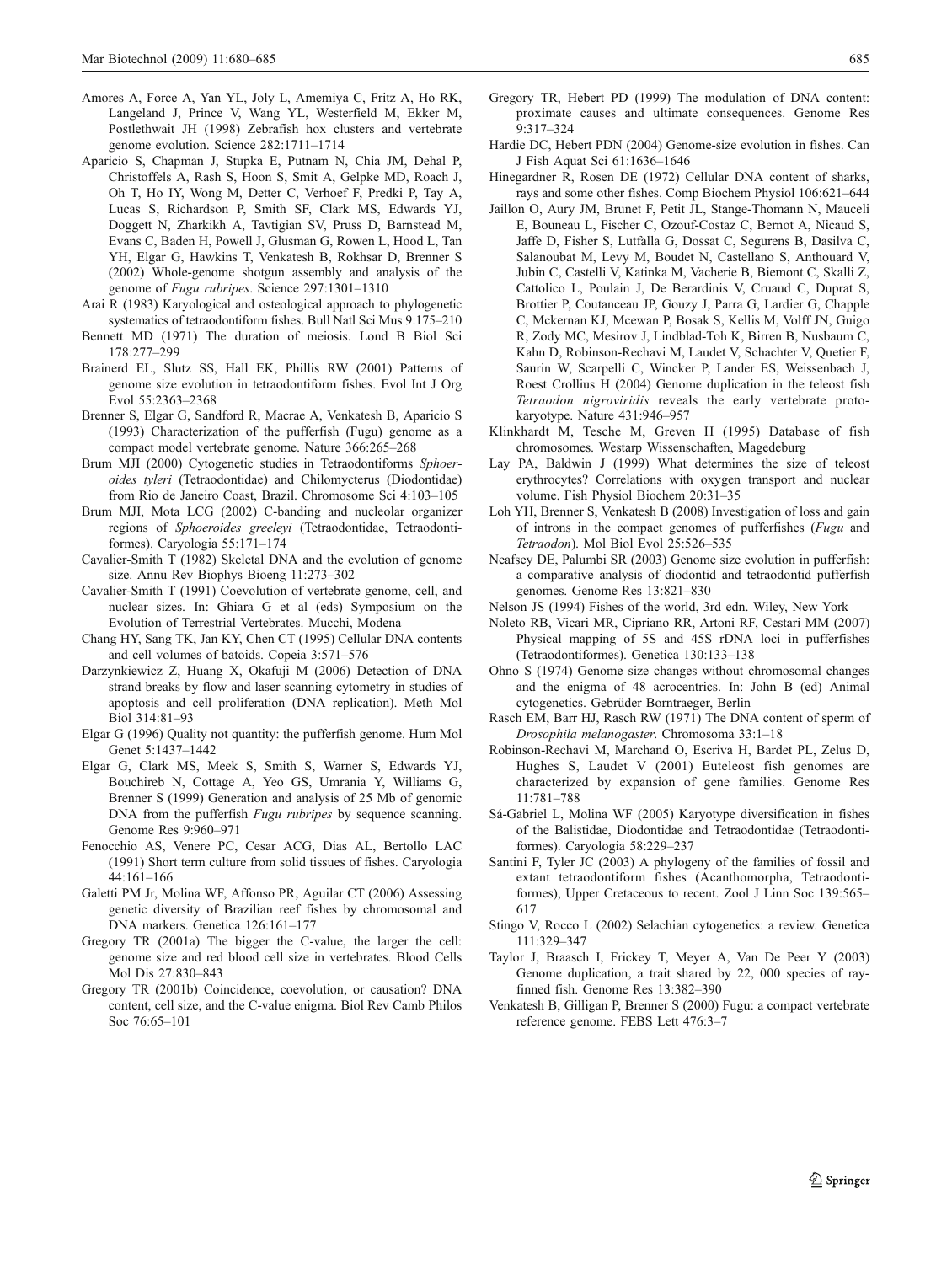Amores A, Force A, Yan YL, Joly L, Amemiya C, Fritz A, Ho RK, Langeland J, Prince V, Wang YL, Westerfield M, Ekker M, Postlethwait JH (1998) Zebrafish hox clusters and vertebrate genome evolution. Science 282:1711–1714

Aparicio S, Chapman J, Stupka E, Putnam N, Chia JM, Dehal P, Christoffels A, Rash S, Hoon S, Smit A, Gelpke MD, Roach J, Oh T, Ho IY, Wong M, Detter C, Verhoef F, Predki P, Tay A, Lucas S, Richardson P, Smith SF, Clark MS, Edwards YJ, Doggett N, Zharkikh A, Tavtigian SV, Pruss D, Barnstead M, Evans C, Baden H, Powell J, Glusman G, Rowen L, Hood L, Tan YH, Elgar G, Hawkins T, Venkatesh B, Rokhsar D, Brenner S (2002) Whole-genome shotgun assembly and analysis of the genome of *Fugu rubripes*. Science 297:1301–1310

Arai R (1983) Karyological and osteological approach to phylogenetic systematics of tetraodontiform fishes. Bull Natl Sci Mus 9:175–210

Bennett MD (1971) The duration of meiosis. Lond B Biol Sci 178:277–299

Brainerd EL, Slutz SS, Hall EK, Phillis RW (2001) Patterns of genome size evolution in tetraodontiform fishes. Evol Int J Org Evol 55:2363–2368

Brenner S, Elgar G, Sandford R, Macrae A, Venkatesh B, Aparicio S (1993) Characterization of the pufferfish (Fugu) genome as a compact model vertebrate genome. Nature 366:265–268

Brum MJI (2000) Cytogenetic studies in Tetraodontiforms *Sphoeroides tyleri* (Tetraodontidae) and Chilomycterus (Diodontidae) from Rio de Janeiro Coast, Brazil. Chromosome Sci 4:103–105

Brum MJI, Mota LCG (2002) C-banding and nucleolar organizer regions of *Sphoeroides greeleyi* (Tetraodontidae, Tetraodontiformes). Caryologia 55:171–174

Cavalier-Smith T (1982) Skeletal DNA and the evolution of genome size. Annu Rev Biophys Bioeng 11:273–302

Cavalier-Smith T (1991) Coevolution of vertebrate genome, cell, and nuclear sizes. In: Ghiara G et al (eds) Symposium on the Evolution of Terrestrial Vertebrates. Mucchi, Modena

Chang HY, Sang TK, Jan KY, Chen CT (1995) Cellular DNA contents and cell volumes of batoids. Copeia 3:571–576

Darzynkiewicz Z, Huang X, Okafuji M (2006) Detection of DNA strand breaks by flow and laser scanning cytometry in studies of apoptosis and cell proliferation (DNA replication). Meth Mol Biol 314:81–93

Elgar G (1996) Quality not quantity: the pufferfish genome. Hum Mol Genet 5:1437–1442

Elgar G, Clark MS, Meek S, Smith S, Warner S, Edwards YJ, Bouchireb N, Cottage A, Yeo GS, Umrania Y, Williams G, Brenner S (1999) Generation and analysis of 25 Mb of genomic DNA from the pufferfish *Fugu rubripes* by sequence scanning. Genome Res 9:960–971

Fenocchio AS, Venere PC, Cesar ACG, Dias AL, Bertollo LAC (1991) Short term culture from solid tissues of fishes. Caryologia 44:161–166

Galetti PM Jr, Molina WF, Affonso PR, Aguilar CT (2006) Assessing genetic diversity of Brazilian reef fishes by chromosomal and DNA markers. Genetica 126:161–177

Gregory TR (2001a) The bigger the C-value, the larger the cell: genome size and red blood cell size in vertebrates. Blood Cells Mol Dis 27:830–843

Gregory TR (2001b) Coincidence, coevolution, or causation? DNA content, cell size, and the C-value enigma. Biol Rev Camb Philos Soc 76:65–101

Gregory TR, Hebert PD (1999) The modulation of DNA content: proximate causes and ultimate consequences. Genome Res 9:317–324

Hardie DC, Hebert PDN (2004) Genome-size evolution in fishes. Can J Fish Aquat Sci 61:1636–1646

Hinegardner R, Rosen DE (1972) Cellular DNA content of sharks, rays and some other fishes. Comp Biochem Physiol 106:621–644

Jaillon O, Aury JM, Brunet F, Petit JL, Stange-Thomann N, Mauceli E, Bouneau L, Fischer C, Ozouf-Costaz C, Bernot A, Nicaud S, Jaffe D, Fisher S, Lutfalla G, Dossat C, Segurens B, Dasilva C, Salanoubat M, Levy M, Boudet N, Castellano S, Anthouard V, Jubin C, Castelli V, Katinka M, Vacherie B, Biemont C, Skalli Z, Cattolico L, Poulain J, De Berardinis V, Cruaud C, Duprat S, Brottier P, Coutanceau JP, Gouzy J, Parra G, Lardier G, Chapple C, Mckernan KJ, Mcewan P, Bosak S, Kellis M, Volff JN, Guigo R, Zody MC, Mesirov J, Lindblad-Toh K, Birren B, Nusbaum C, Kahn D, Robinson-Rechavi M, Laudet V, Schachter V, Quetier F, Saurin W, Scarpelli C, Wincker P, Lander ES, Weissenbach J, Roest Crollius H (2004) Genome duplication in the teleost fish *Tetraodon nigroviridis* reveals the early vertebrate proto-karyotype. Nature 431:946–957

Klinkhardt M, Tesche M, Greven H (1995) Database of fish chromosomes. Westarp Wissenschaften, Magedeburg

Lay PA, Baldwin J (1999) What determines the size of teleost erythrocytes? Correlations with oxygen transport and nuclear volume. Fish Physiol Biochem 20:31–35

Loh YH, Brenner S, Venkatesh B (2008) Investigation of loss and gain of introns in the compact genomes of pufferfishes (*Fugu* and *Tetraodon*). Mol Biol Evol 25:526–535

Neafsey DE, Palumbi SR (2003) Genome size evolution in pufferfish: a comparative analysis of diodontid and tetraodontid pufferfish genomes. Genome Res 13:821–830

Nelson JS (1994) Fishes of the world, 3rd edn. Wiley, New York

Noleto RB, Vicari MR, Cipriano RR, Artoni RF, Cestari MM (2007) Physical mapping of 5S and 45S rDNA loci in pufferfishes (Tetraodontiformes). Genetica 130:133–138

Ohno S (1974) Genome size changes without chromosomal changes and the enigma of 48 acrocentrics. In: John B (ed) Animal cytogenetics. Gebrüder Borntraeger, Berlin

Rasch EM, Barr HJ, Rasch RW (1971) The DNA content of sperm of *Drosophila melanogaster*. Chromosoma 33:1–18

Robinson-Rechavi M, Marchand O, Escriva H, Bardet PL, Zelus D, Hughes S, Laudet V (2001) Euteleost fish genomes are characterized by expansion of gene families. Genome Res 11:781–788

Sá-Gabriel L, Molina WF (2005) Karyotype diversification in fishes of the Balistidae, Diodontidae and Tetraodontidae (Tetraodontiformes). Caryologia 58:229–237

Santini F, Tyler JC (2003) A phylogeny of the families of fossil and extant tetraodontiform fishes (Acanthomorpha, Tetraodontiformes), Upper Cretaceous to recent. Zool J Linn Soc 139:565–617

Stingo V, Rocco L (2002) Selachian cytogenetics: a review. Genetica 111:329–347

Taylor J, Braasch I, Frickey T, Meyer A, Van De Peer Y (2003) Genome duplication, a trait shared by 22, 000 species of ray-finned fish. Genome Res 13:382–390

Venkatesh B, Gilligan P, Brenner S (2000) Fugu: a compact vertebrate reference genome. FEBS Lett 476:3–7